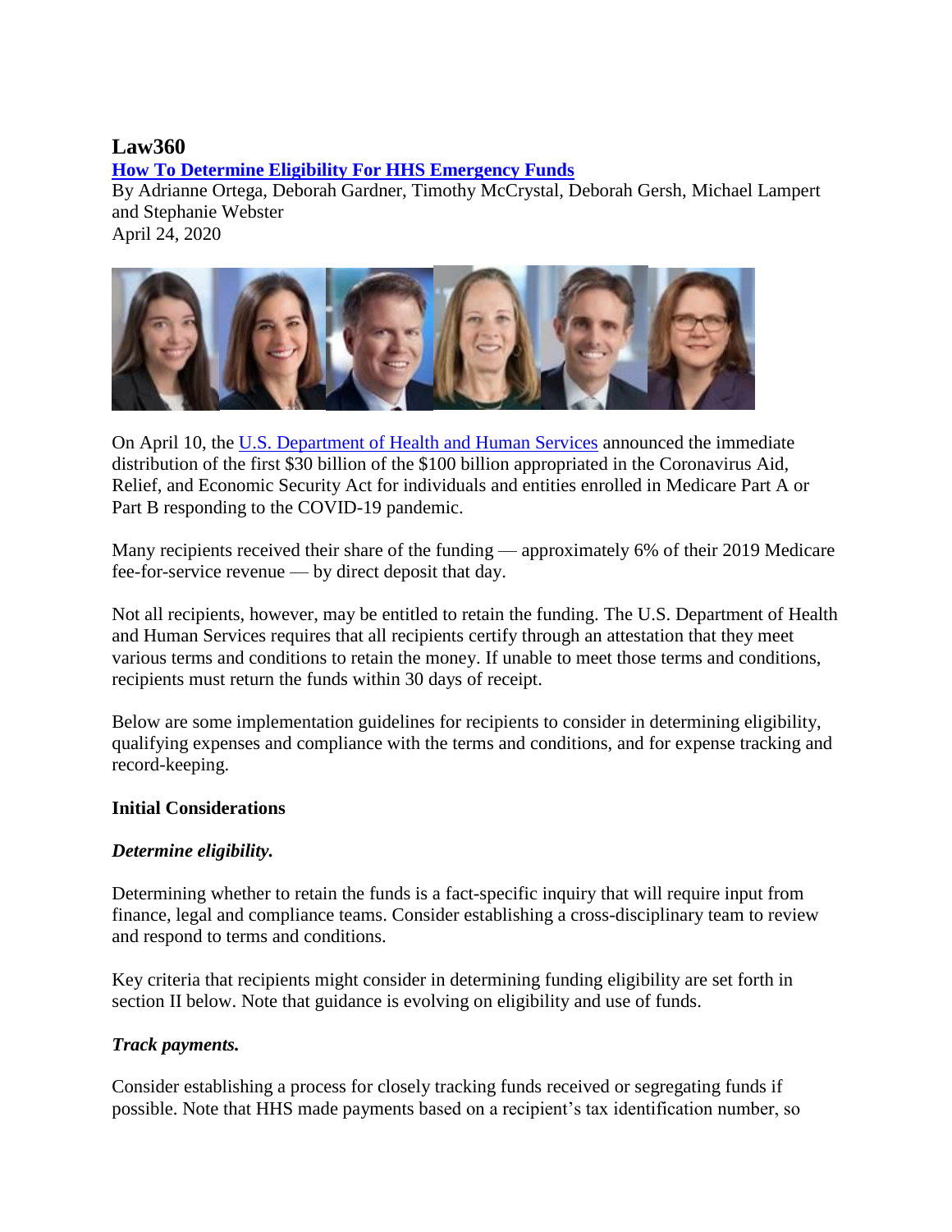# Law360

**[How To Determine Eligibility For HHS Emergency Funds](#)**

By Adrianne Ortega, Deborah Gardner, Timothy McCrystal, Deborah Gersh, Michael Lampert and Stephanie Webster

April 24, 2020

On April 10, the [U.S. Department of Health and Human Services](#) announced the immediate distribution of the first $30 billion of the $100 billion appropriated in the Coronavirus Aid, Relief, and Economic Security Act for individuals and entities enrolled in Medicare Part A or Part B responding to the COVID-19 pandemic.

Many recipients received their share of the funding — approximately 6% of their 2019 Medicare fee-for-service revenue — by direct deposit that day.

Not all recipients, however, may be entitled to retain the funding. The U.S. Department of Health and Human Services requires that all recipients certify through an attestation that they meet various terms and conditions to retain the money. If unable to meet those terms and conditions, recipients must return the funds within 30 days of receipt.

Below are some implementation guidelines for recipients to consider in determining eligibility, qualifying expenses and compliance with the terms and conditions, and for expense tracking and record-keeping.

## Initial Considerations

### *Determine eligibility.*

Determining whether to retain the funds is a fact-specific inquiry that will require input from finance, legal and compliance teams. Consider establishing a cross-disciplinary team to review and respond to terms and conditions.

Key criteria that recipients might consider in determining funding eligibility are set forth in section II below. Note that guidance is evolving on eligibility and use of funds.

### *Track payments.*

Consider establishing a process for closely tracking funds received or segregating funds if possible. Note that HHS made payments based on a recipient's tax identification number, so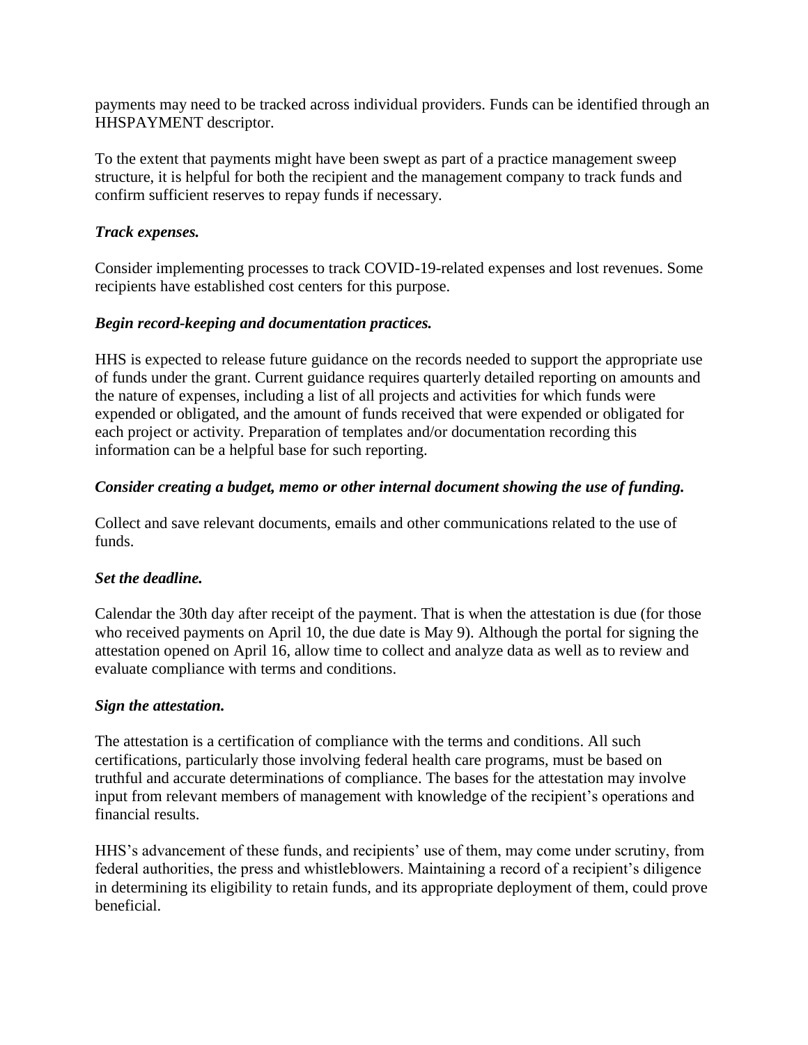payments may need to be tracked across individual providers. Funds can be identified through an HHSPAYMENT descriptor.

To the extent that payments might have been swept as part of a practice management sweep structure, it is helpful for both the recipient and the management company to track funds and confirm sufficient reserves to repay funds if necessary.

***Track expenses.***

Consider implementing processes to track COVID-19-related expenses and lost revenues. Some recipients have established cost centers for this purpose.

***Begin record-keeping and documentation practices.***

HHS is expected to release future guidance on the records needed to support the appropriate use of funds under the grant. Current guidance requires quarterly detailed reporting on amounts and the nature of expenses, including a list of all projects and activities for which funds were expended or obligated, and the amount of funds received that were expended or obligated for each project or activity. Preparation of templates and/or documentation recording this information can be a helpful base for such reporting.

***Consider creating a budget, memo or other internal document showing the use of funding.***

Collect and save relevant documents, emails and other communications related to the use of funds.

***Set the deadline.***

Calendar the 30th day after receipt of the payment. That is when the attestation is due (for those who received payments on April 10, the due date is May 9). Although the portal for signing the attestation opened on April 16, allow time to collect and analyze data as well as to review and evaluate compliance with terms and conditions.

***Sign the attestation.***

The attestation is a certification of compliance with the terms and conditions. All such certifications, particularly those involving federal health care programs, must be based on truthful and accurate determinations of compliance. The bases for the attestation may involve input from relevant members of management with knowledge of the recipient's operations and financial results.

HHS's advancement of these funds, and recipients' use of them, may come under scrutiny, from federal authorities, the press and whistleblowers. Maintaining a record of a recipient's diligence in determining its eligibility to retain funds, and its appropriate deployment of them, could prove beneficial.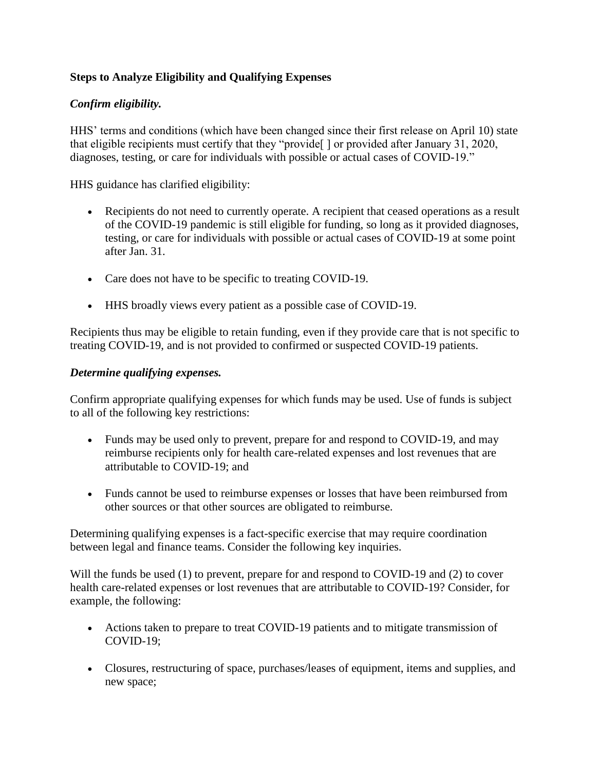**Steps to Analyze Eligibility and Qualifying Expenses**

***Confirm eligibility.***

HHS' terms and conditions (which have been changed since their first release on April 10) state that eligible recipients must certify that they "provide[ ] or provided after January 31, 2020, diagnoses, testing, or care for individuals with possible or actual cases of COVID-19."

HHS guidance has clarified eligibility:

- Recipients do not need to currently operate. A recipient that ceased operations as a result of the COVID-19 pandemic is still eligible for funding, so long as it provided diagnoses, testing, or care for individuals with possible or actual cases of COVID-19 at some point after Jan. 31.
- Care does not have to be specific to treating COVID-19.
- HHS broadly views every patient as a possible case of COVID-19.

Recipients thus may be eligible to retain funding, even if they provide care that is not specific to treating COVID-19, and is not provided to confirmed or suspected COVID-19 patients.

***Determine qualifying expenses.***

Confirm appropriate qualifying expenses for which funds may be used. Use of funds is subject to all of the following key restrictions:

- Funds may be used only to prevent, prepare for and respond to COVID-19, and may reimburse recipients only for health care-related expenses and lost revenues that are attributable to COVID-19; and
- Funds cannot be used to reimburse expenses or losses that have been reimbursed from other sources or that other sources are obligated to reimburse.

Determining qualifying expenses is a fact-specific exercise that may require coordination between legal and finance teams. Consider the following key inquiries.

Will the funds be used (1) to prevent, prepare for and respond to COVID-19 and (2) to cover health care-related expenses or lost revenues that are attributable to COVID-19? Consider, for example, the following:

- Actions taken to prepare to treat COVID-19 patients and to mitigate transmission of COVID-19;
- Closures, restructuring of space, purchases/leases of equipment, items and supplies, and new space;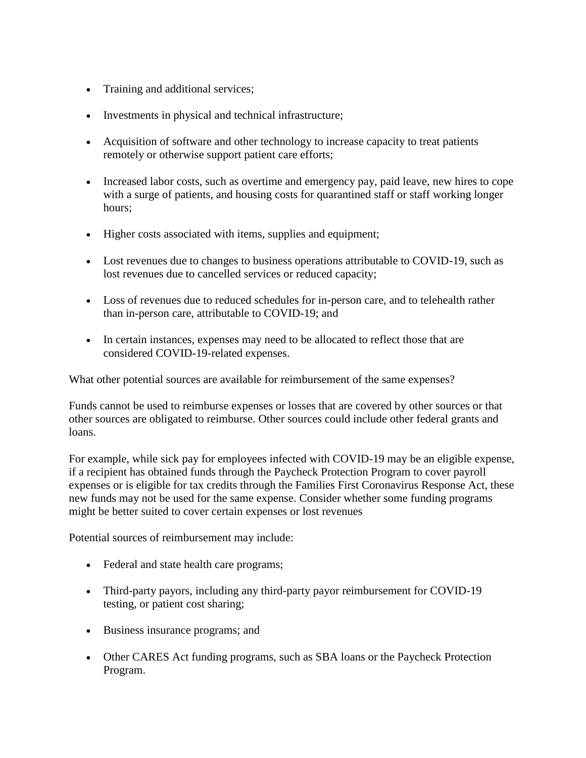- Training and additional services;
- Investments in physical and technical infrastructure;
- Acquisition of software and other technology to increase capacity to treat patients remotely or otherwise support patient care efforts;
- Increased labor costs, such as overtime and emergency pay, paid leave, new hires to cope with a surge of patients, and housing costs for quarantined staff or staff working longer hours;
- Higher costs associated with items, supplies and equipment;
- Lost revenues due to changes to business operations attributable to COVID-19, such as lost revenues due to cancelled services or reduced capacity;
- Loss of revenues due to reduced schedules for in-person care, and to telehealth rather than in-person care, attributable to COVID-19; and
- In certain instances, expenses may need to be allocated to reflect those that are considered COVID-19-related expenses.

What other potential sources are available for reimbursement of the same expenses?

Funds cannot be used to reimburse expenses or losses that are covered by other sources or that other sources are obligated to reimburse. Other sources could include other federal grants and loans.

For example, while sick pay for employees infected with COVID-19 may be an eligible expense, if a recipient has obtained funds through the Paycheck Protection Program to cover payroll expenses or is eligible for tax credits through the Families First Coronavirus Response Act, these new funds may not be used for the same expense. Consider whether some funding programs might be better suited to cover certain expenses or lost revenues

Potential sources of reimbursement may include:

- Federal and state health care programs;
- Third-party payors, including any third-party payor reimbursement for COVID-19 testing, or patient cost sharing;
- Business insurance programs; and
- Other CARES Act funding programs, such as SBA loans or the Paycheck Protection Program.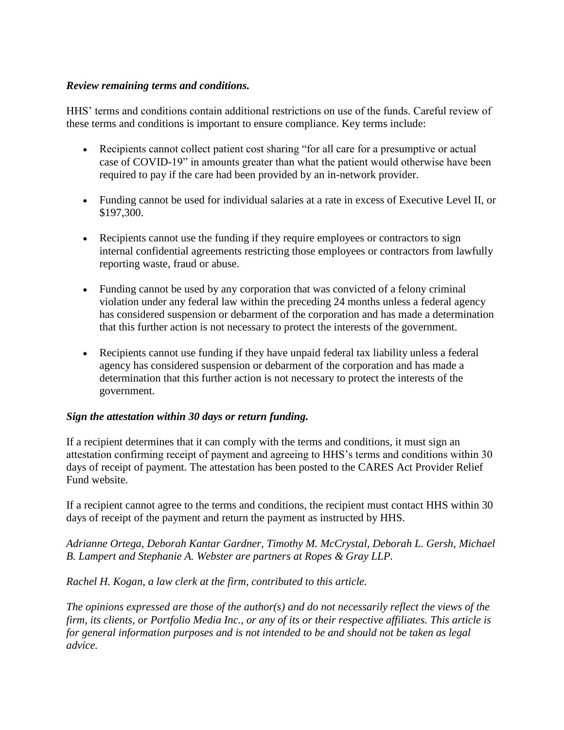***Review remaining terms and conditions.***

HHS' terms and conditions contain additional restrictions on use of the funds. Careful review of these terms and conditions is important to ensure compliance. Key terms include:

- Recipients cannot collect patient cost sharing "for all care for a presumptive or actual case of COVID-19" in amounts greater than what the patient would otherwise have been required to pay if the care had been provided by an in-network provider.

- Funding cannot be used for individual salaries at a rate in excess of Executive Level II, or $197,300.

- Recipients cannot use the funding if they require employees or contractors to sign internal confidential agreements restricting those employees or contractors from lawfully reporting waste, fraud or abuse.

- Funding cannot be used by any corporation that was convicted of a felony criminal violation under any federal law within the preceding 24 months unless a federal agency has considered suspension or debarment of the corporation and has made a determination that this further action is not necessary to protect the interests of the government.

- Recipients cannot use funding if they have unpaid federal tax liability unless a federal agency has considered suspension or debarment of the corporation and has made a determination that this further action is not necessary to protect the interests of the government.

***Sign the attestation within 30 days or return funding.***

If a recipient determines that it can comply with the terms and conditions, it must sign an attestation confirming receipt of payment and agreeing to HHS's terms and conditions within 30 days of receipt of payment. The attestation has been posted to the CARES Act Provider Relief Fund website.

If a recipient cannot agree to the terms and conditions, the recipient must contact HHS within 30 days of receipt of the payment and return the payment as instructed by HHS.

*Adrianne Ortega, Deborah Kantar Gardner, Timothy M. McCrystal, Deborah L. Gersh, Michael B. Lampert and Stephanie A. Webster are partners at Ropes & Gray LLP.*

*Rachel H. Kogan, a law clerk at the firm, contributed to this article.*

*The opinions expressed are those of the author(s) and do not necessarily reflect the views of the firm, its clients, or Portfolio Media Inc., or any of its or their respective affiliates. This article is for general information purposes and is not intended to be and should not be taken as legal advice.*